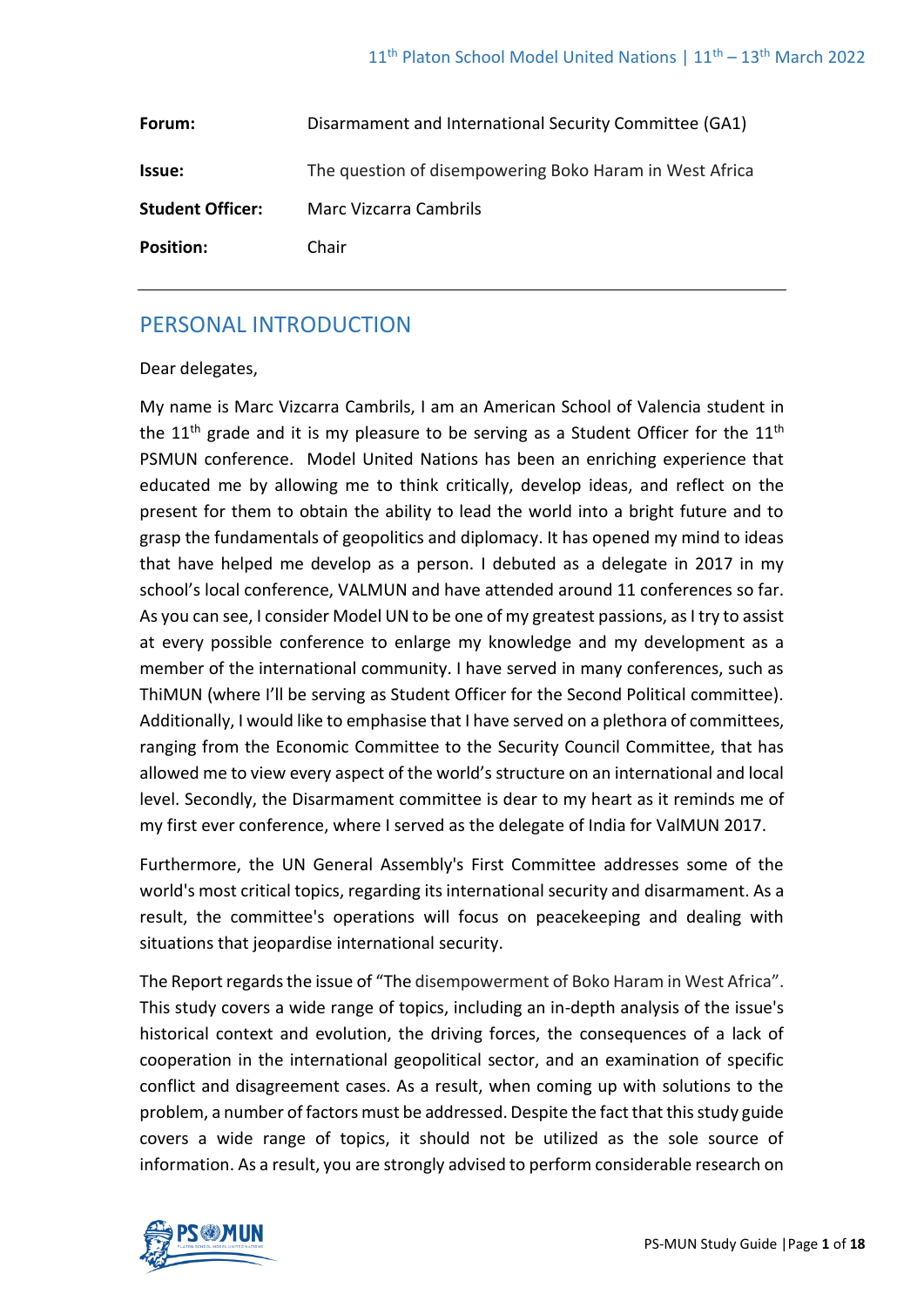| | |
|---|---|
| **Forum:** | Disarmament and International Security Committee (GA1) |
| **Issue:** | The question of disempowering Boko Haram in West Africa |
| **Student Officer:** | Marc Vizcarra Cambrils |
| **Position:** | Chair |

## PERSONAL INTRODUCTION

Dear delegates,

My name is Marc Vizcarra Cambrils, I am an American School of Valencia student in the 11th grade and it is my pleasure to be serving as a Student Officer for the 11th PSMUN conference. Model United Nations has been an enriching experience that educated me by allowing me to think critically, develop ideas, and reflect on the present for them to obtain the ability to lead the world into a bright future and to grasp the fundamentals of geopolitics and diplomacy. It has opened my mind to ideas that have helped me develop as a person. I debuted as a delegate in 2017 in my school's local conference, VALMUN and have attended around 11 conferences so far. As you can see, I consider Model UN to be one of my greatest passions, as I try to assist at every possible conference to enlarge my knowledge and my development as a member of the international community. I have served in many conferences, such as ThiMUN (where I'll be serving as Student Officer for the Second Political committee). Additionally, I would like to emphasise that I have served on a plethora of committees, ranging from the Economic Committee to the Security Council Committee, that has allowed me to view every aspect of the world's structure on an international and local level. Secondly, the Disarmament committee is dear to my heart as it reminds me of my first ever conference, where I served as the delegate of India for ValMUN 2017.

Furthermore, the UN General Assembly's First Committee addresses some of the world's most critical topics, regarding its international security and disarmament. As a result, the committee's operations will focus on peacekeeping and dealing with situations that jeopardise international security.

The Report regards the issue of "The disempowerment of Boko Haram in West Africa". This study covers a wide range of topics, including an in-depth analysis of the issue's historical context and evolution, the driving forces, the consequences of a lack of cooperation in the international geopolitical sector, and an examination of specific conflict and disagreement cases. As a result, when coming up with solutions to the problem, a number of factors must be addressed. Despite the fact that this study guide covers a wide range of topics, it should not be utilized as the sole source of information. As a result, you are strongly advised to perform considerable research on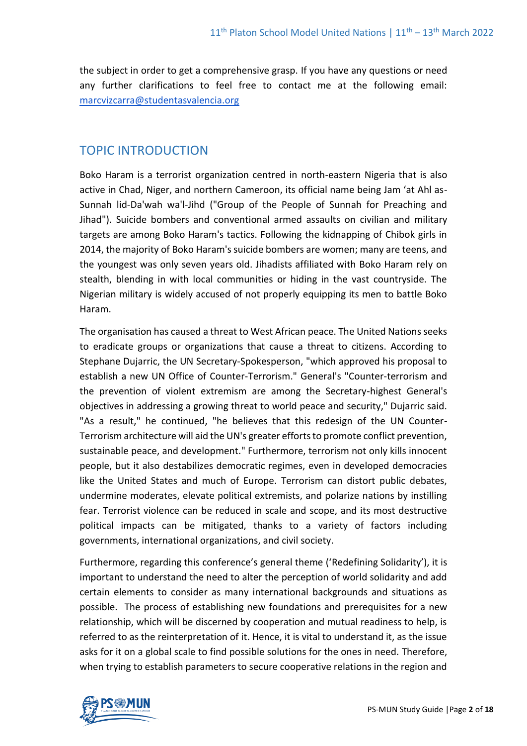the subject in order to get a comprehensive grasp. If you have any questions or need any further clarifications to feel free to contact me at the following email: marcvizcarra@studentasvalencia.org

## TOPIC INTRODUCTION

Boko Haram is a terrorist organization centred in north-eastern Nigeria that is also active in Chad, Niger, and northern Cameroon, its official name being Jam 'at Ahl as-Sunnah lid-Da'wah wa'l-Jihd ("Group of the People of Sunnah for Preaching and Jihad"). Suicide bombers and conventional armed assaults on civilian and military targets are among Boko Haram's tactics. Following the kidnapping of Chibok girls in 2014, the majority of Boko Haram's suicide bombers are women; many are teens, and the youngest was only seven years old. Jihadists affiliated with Boko Haram rely on stealth, blending in with local communities or hiding in the vast countryside. The Nigerian military is widely accused of not properly equipping its men to battle Boko Haram.

The organisation has caused a threat to West African peace. The United Nations seeks to eradicate groups or organizations that cause a threat to citizens. According to Stephane Dujarric, the UN Secretary-Spokesperson, "which approved his proposal to establish a new UN Office of Counter-Terrorism." General's "Counter-terrorism and the prevention of violent extremism are among the Secretary-highest General's objectives in addressing a growing threat to world peace and security," Dujarric said. "As a result," he continued, "he believes that this redesign of the UN Counter-Terrorism architecture will aid the UN's greater efforts to promote conflict prevention, sustainable peace, and development." Furthermore, terrorism not only kills innocent people, but it also destabilizes democratic regimes, even in developed democracies like the United States and much of Europe. Terrorism can distort public debates, undermine moderates, elevate political extremists, and polarize nations by instilling fear. Terrorist violence can be reduced in scale and scope, and its most destructive political impacts can be mitigated, thanks to a variety of factors including governments, international organizations, and civil society.

Furthermore, regarding this conference's general theme ('Redefining Solidarity'), it is important to understand the need to alter the perception of world solidarity and add certain elements to consider as many international backgrounds and situations as possible. The process of establishing new foundations and prerequisites for a new relationship, which will be discerned by cooperation and mutual readiness to help, is referred to as the reinterpretation of it. Hence, it is vital to understand it, as the issue asks for it on a global scale to find possible solutions for the ones in need. Therefore, when trying to establish parameters to secure cooperative relations in the region and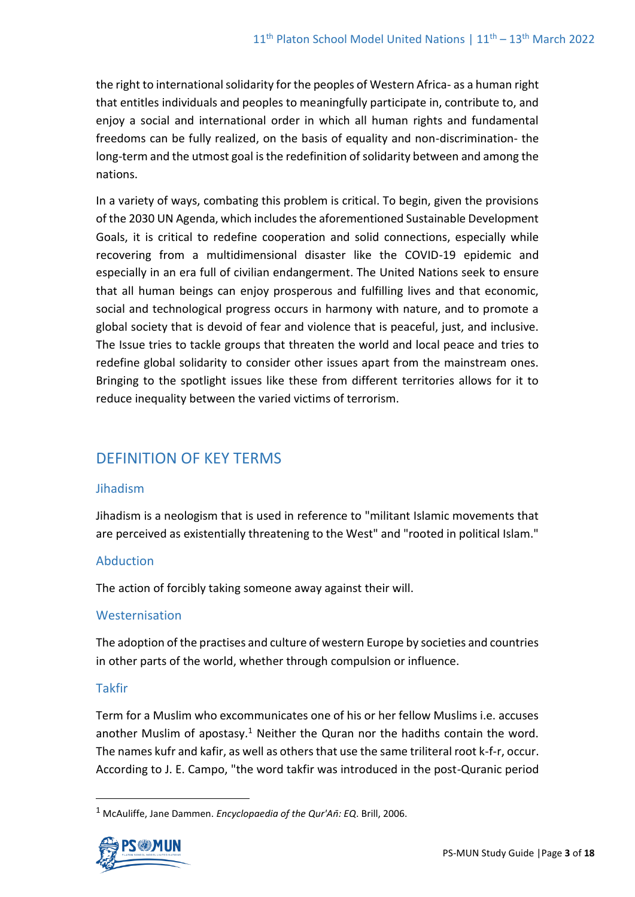the right to international solidarity for the peoples of Western Africa- as a human right that entitles individuals and peoples to meaningfully participate in, contribute to, and enjoy a social and international order in which all human rights and fundamental freedoms can be fully realized, on the basis of equality and non-discrimination- the long-term and the utmost goal is the redefinition of solidarity between and among the nations.

In a variety of ways, combating this problem is critical. To begin, given the provisions of the 2030 UN Agenda, which includes the aforementioned Sustainable Development Goals, it is critical to redefine cooperation and solid connections, especially while recovering from a multidimensional disaster like the COVID-19 epidemic and especially in an era full of civilian endangerment. The United Nations seek to ensure that all human beings can enjoy prosperous and fulfilling lives and that economic, social and technological progress occurs in harmony with nature, and to promote a global society that is devoid of fear and violence that is peaceful, just, and inclusive. The Issue tries to tackle groups that threaten the world and local peace and tries to redefine global solidarity to consider other issues apart from the mainstream ones. Bringing to the spotlight issues like these from different territories allows for it to reduce inequality between the varied victims of terrorism.

## DEFINITION OF KEY TERMS

### Jihadism

Jihadism is a neologism that is used in reference to "militant Islamic movements that are perceived as existentially threatening to the West" and "rooted in political Islam."

### Abduction

The action of forcibly taking someone away against their will.

### Westernisation

The adoption of the practises and culture of western Europe by societies and countries in other parts of the world, whether through compulsion or influence.

### Takfir

Term for a Muslim who excommunicates one of his or her fellow Muslims i.e. accuses another Muslim of apostasy.[1] Neither the Quran nor the hadiths contain the word. The names kufr and kafir, as well as others that use the same triliteral root k-f-r, occur. According to J. E. Campo, "the word takfir was introduced in the post-Quranic period

---

[1] McAuliffe, Jane Dammen. *Encyclopaedia of the Qur'Ān: EQ*. Brill, 2006.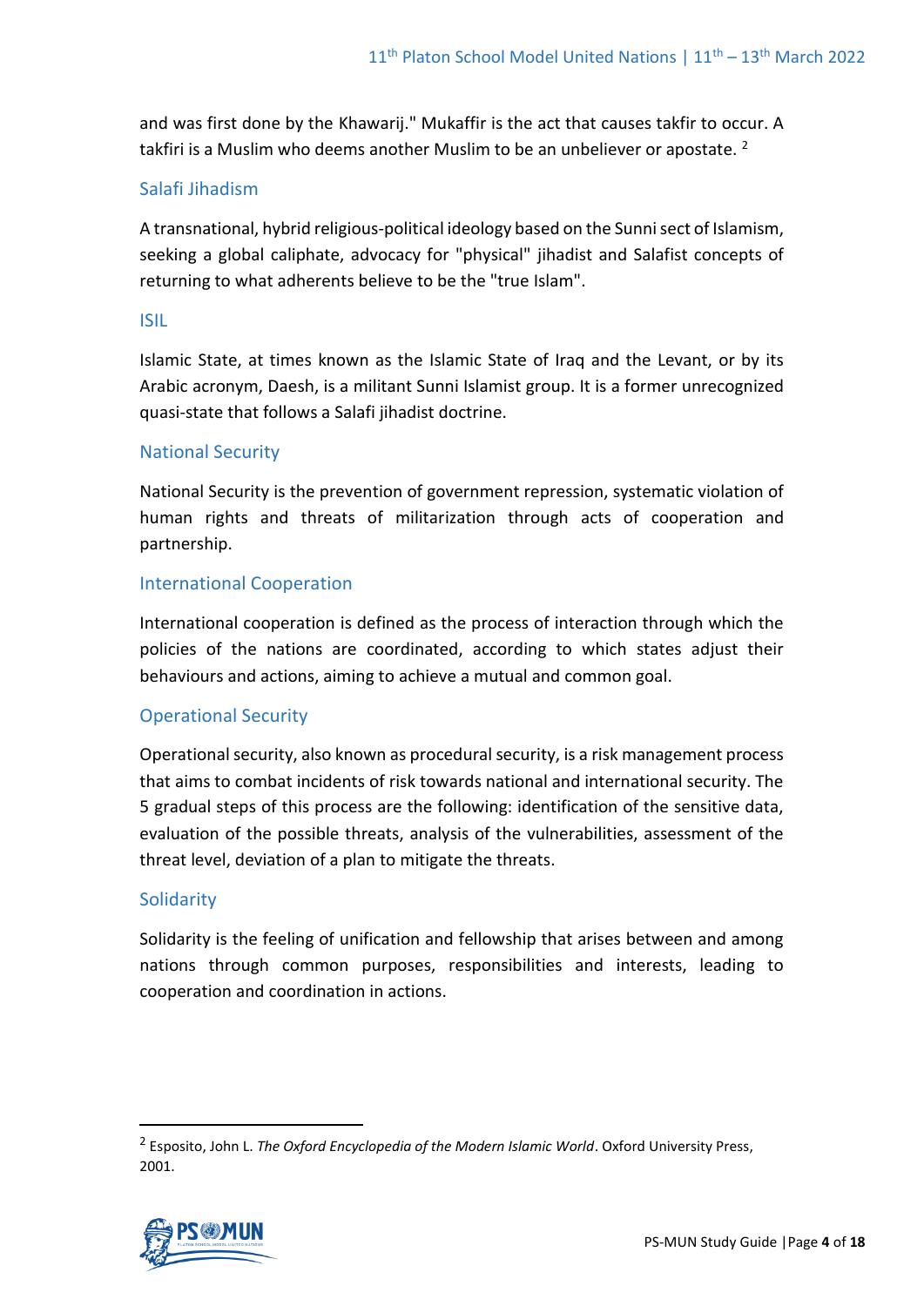and was first done by the Khawarij." Mukaffir is the act that causes takfir to occur. A takfiri is a Muslim who deems another Muslim to be an unbeliever or apostate. [2]

### Salafi Jihadism

A transnational, hybrid religious-political ideology based on the Sunni sect of Islamism, seeking a global caliphate, advocacy for "physical" jihadist and Salafist concepts of returning to what adherents believe to be the "true Islam".

### ISIL

Islamic State, at times known as the Islamic State of Iraq and the Levant, or by its Arabic acronym, Daesh, is a militant Sunni Islamist group. It is a former unrecognized quasi-state that follows a Salafi jihadist doctrine.

### National Security

National Security is the prevention of government repression, systematic violation of human rights and threats of militarization through acts of cooperation and partnership.

### International Cooperation

International cooperation is defined as the process of interaction through which the policies of the nations are coordinated, according to which states adjust their behaviours and actions, aiming to achieve a mutual and common goal.

### Operational Security

Operational security, also known as procedural security, is a risk management process that aims to combat incidents of risk towards national and international security. The 5 gradual steps of this process are the following: identification of the sensitive data, evaluation of the possible threats, analysis of the vulnerabilities, assessment of the threat level, deviation of a plan to mitigate the threats.

### Solidarity

Solidarity is the feeling of unification and fellowship that arises between and among nations through common purposes, responsibilities and interests, leading to cooperation and coordination in actions.

---

[2] Esposito, John L. *The Oxford Encyclopedia of the Modern Islamic World*. Oxford University Press, 2001.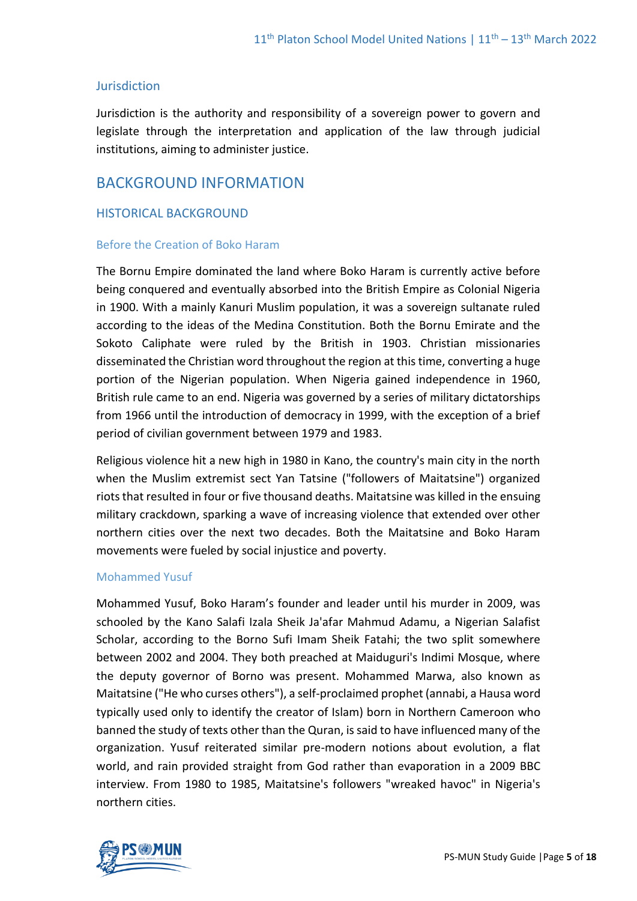### Jurisdiction

Jurisdiction is the authority and responsibility of a sovereign power to govern and legislate through the interpretation and application of the law through judicial institutions, aiming to administer justice.

## BACKGROUND INFORMATION

### HISTORICAL BACKGROUND

#### Before the Creation of Boko Haram

The Bornu Empire dominated the land where Boko Haram is currently active before being conquered and eventually absorbed into the British Empire as Colonial Nigeria in 1900. With a mainly Kanuri Muslim population, it was a sovereign sultanate ruled according to the ideas of the Medina Constitution. Both the Bornu Emirate and the Sokoto Caliphate were ruled by the British in 1903. Christian missionaries disseminated the Christian word throughout the region at this time, converting a huge portion of the Nigerian population. When Nigeria gained independence in 1960, British rule came to an end. Nigeria was governed by a series of military dictatorships from 1966 until the introduction of democracy in 1999, with the exception of a brief period of civilian government between 1979 and 1983.

Religious violence hit a new high in 1980 in Kano, the country's main city in the north when the Muslim extremist sect Yan Tatsine ("followers of Maitatsine") organized riots that resulted in four or five thousand deaths. Maitatsine was killed in the ensuing military crackdown, sparking a wave of increasing violence that extended over other northern cities over the next two decades. Both the Maitatsine and Boko Haram movements were fueled by social injustice and poverty.

#### Mohammed Yusuf

Mohammed Yusuf, Boko Haram's founder and leader until his murder in 2009, was schooled by the Kano Salafi Izala Sheik Ja'afar Mahmud Adamu, a Nigerian Salafist Scholar, according to the Borno Sufi Imam Sheik Fatahi; the two split somewhere between 2002 and 2004. They both preached at Maiduguri's Indimi Mosque, where the deputy governor of Borno was present. Mohammed Marwa, also known as Maitatsine ("He who curses others"), a self-proclaimed prophet (annabi, a Hausa word typically used only to identify the creator of Islam) born in Northern Cameroon who banned the study of texts other than the Quran, is said to have influenced many of the organization. Yusuf reiterated similar pre-modern notions about evolution, a flat world, and rain provided straight from God rather than evaporation in a 2009 BBC interview. From 1980 to 1985, Maitatsine's followers "wreaked havoc" in Nigeria's northern cities.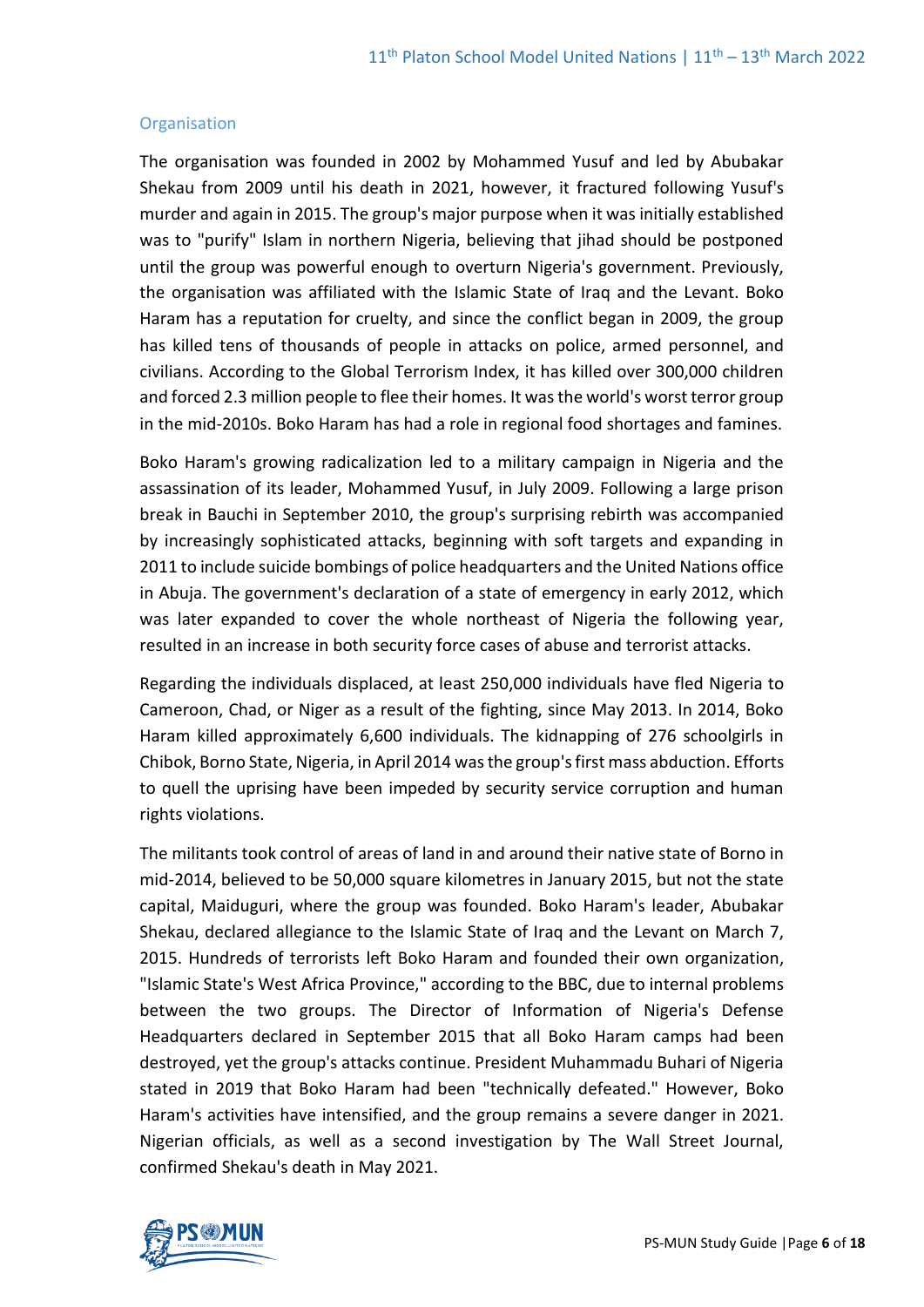### Organisation

The organisation was founded in 2002 by Mohammed Yusuf and led by Abubakar Shekau from 2009 until his death in 2021, however, it fractured following Yusuf's murder and again in 2015. The group's major purpose when it was initially established was to "purify" Islam in northern Nigeria, believing that jihad should be postponed until the group was powerful enough to overturn Nigeria's government. Previously, the organisation was affiliated with the Islamic State of Iraq and the Levant. Boko Haram has a reputation for cruelty, and since the conflict began in 2009, the group has killed tens of thousands of people in attacks on police, armed personnel, and civilians. According to the Global Terrorism Index, it has killed over 300,000 children and forced 2.3 million people to flee their homes. It was the world's worst terror group in the mid-2010s. Boko Haram has had a role in regional food shortages and famines.

Boko Haram's growing radicalization led to a military campaign in Nigeria and the assassination of its leader, Mohammed Yusuf, in July 2009. Following a large prison break in Bauchi in September 2010, the group's surprising rebirth was accompanied by increasingly sophisticated attacks, beginning with soft targets and expanding in 2011 to include suicide bombings of police headquarters and the United Nations office in Abuja. The government's declaration of a state of emergency in early 2012, which was later expanded to cover the whole northeast of Nigeria the following year, resulted in an increase in both security force cases of abuse and terrorist attacks.

Regarding the individuals displaced, at least 250,000 individuals have fled Nigeria to Cameroon, Chad, or Niger as a result of the fighting, since May 2013. In 2014, Boko Haram killed approximately 6,600 individuals. The kidnapping of 276 schoolgirls in Chibok, Borno State, Nigeria, in April 2014 was the group's first mass abduction. Efforts to quell the uprising have been impeded by security service corruption and human rights violations.

The militants took control of areas of land in and around their native state of Borno in mid-2014, believed to be 50,000 square kilometres in January 2015, but not the state capital, Maiduguri, where the group was founded. Boko Haram's leader, Abubakar Shekau, declared allegiance to the Islamic State of Iraq and the Levant on March 7, 2015. Hundreds of terrorists left Boko Haram and founded their own organization, "Islamic State's West Africa Province," according to the BBC, due to internal problems between the two groups. The Director of Information of Nigeria's Defense Headquarters declared in September 2015 that all Boko Haram camps had been destroyed, yet the group's attacks continue. President Muhammadu Buhari of Nigeria stated in 2019 that Boko Haram had been "technically defeated." However, Boko Haram's activities have intensified, and the group remains a severe danger in 2021. Nigerian officials, as well as a second investigation by The Wall Street Journal, confirmed Shekau's death in May 2021.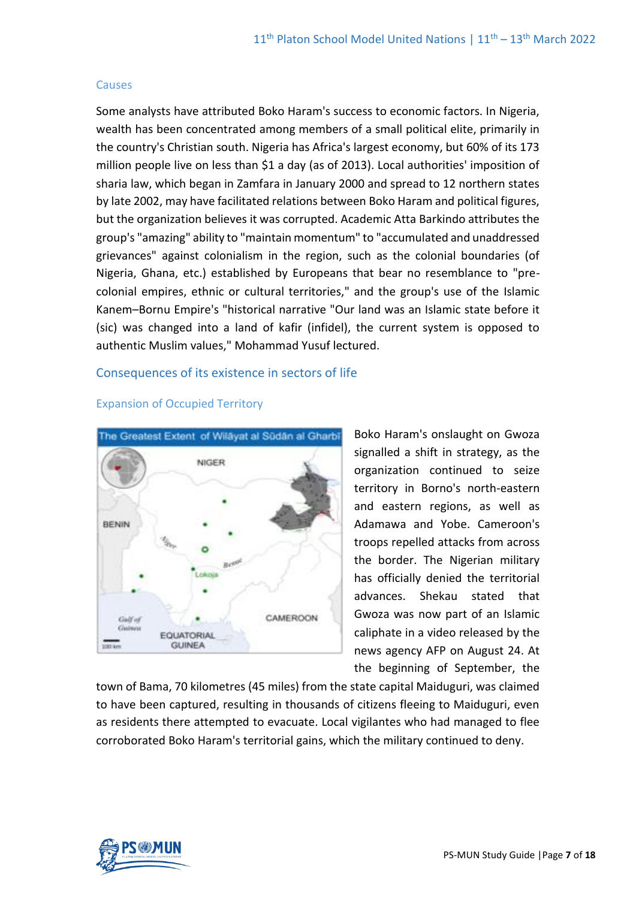### Causes

Some analysts have attributed Boko Haram's success to economic factors. In Nigeria, wealth has been concentrated among members of a small political elite, primarily in the country's Christian south. Nigeria has Africa's largest economy, but 60% of its 173 million people live on less than $1 a day (as of 2013). Local authorities' imposition of sharia law, which began in Zamfara in January 2000 and spread to 12 northern states by late 2002, may have facilitated relations between Boko Haram and political figures, but the organization believes it was corrupted. Academic Atta Barkindo attributes the group's "amazing" ability to "maintain momentum" to "accumulated and unaddressed grievances" against colonialism in the region, such as the colonial boundaries (of Nigeria, Ghana, etc.) established by Europeans that bear no resemblance to "pre-colonial empires, ethnic or cultural territories," and the group's use of the Islamic Kanem–Bornu Empire's "historical narrative "Our land was an Islamic state before it (sic) was changed into a land of kafir (infidel), the current system is opposed to authentic Muslim values," Mohammad Yusuf lectured.

## Consequences of its existence in sectors of life

### Expansion of Occupied Territory

Boko Haram's onslaught on Gwoza signalled a shift in strategy, as the organization continued to seize territory in Borno's north-eastern and eastern regions, as well as Adamawa and Yobe. Cameroon's troops repelled attacks from across the border. The Nigerian military has officially denied the territorial advances. Shekau stated that Gwoza was now part of an Islamic caliphate in a video released by the news agency AFP on August 24. At the beginning of September, the town of Bama, 70 kilometres (45 miles) from the state capital Maiduguri, was claimed to have been captured, resulting in thousands of citizens fleeing to Maiduguri, even as residents there attempted to evacuate. Local vigilantes who had managed to flee corroborated Boko Haram's territorial gains, which the military continued to deny.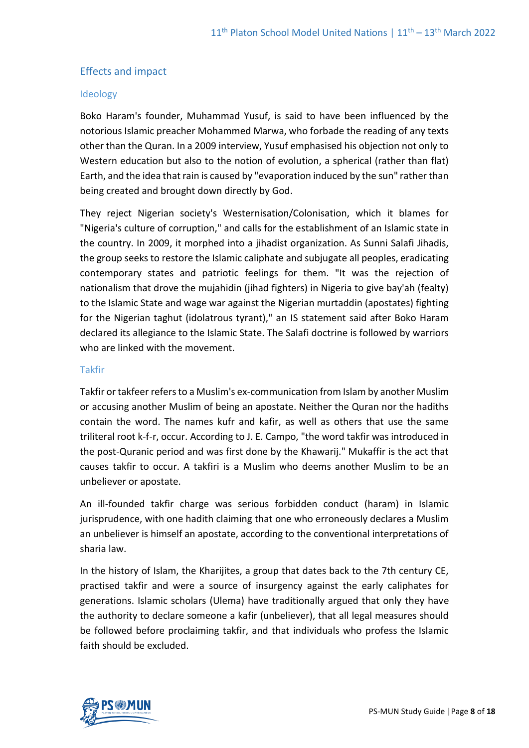## Effects and impact

### Ideology

Boko Haram's founder, Muhammad Yusuf, is said to have been influenced by the notorious Islamic preacher Mohammed Marwa, who forbade the reading of any texts other than the Quran. In a 2009 interview, Yusuf emphasised his objection not only to Western education but also to the notion of evolution, a spherical (rather than flat) Earth, and the idea that rain is caused by "evaporation induced by the sun" rather than being created and brought down directly by God.

They reject Nigerian society's Westernisation/Colonisation, which it blames for "Nigeria's culture of corruption," and calls for the establishment of an Islamic state in the country. In 2009, it morphed into a jihadist organization. As Sunni Salafi Jihadis, the group seeks to restore the Islamic caliphate and subjugate all peoples, eradicating contemporary states and patriotic feelings for them. "It was the rejection of nationalism that drove the mujahidin (jihad fighters) in Nigeria to give bay'ah (fealty) to the Islamic State and wage war against the Nigerian murtaddin (apostates) fighting for the Nigerian taghut (idolatrous tyrant)," an IS statement said after Boko Haram declared its allegiance to the Islamic State. The Salafi doctrine is followed by warriors who are linked with the movement.

### Takfir

Takfir or takfeer refers to a Muslim's ex-communication from Islam by another Muslim or accusing another Muslim of being an apostate. Neither the Quran nor the hadiths contain the word. The names kufr and kafir, as well as others that use the same triliteral root k-f-r, occur. According to J. E. Campo, "the word takfir was introduced in the post-Quranic period and was first done by the Khawarij." Mukaffir is the act that causes takfir to occur. A takfiri is a Muslim who deems another Muslim to be an unbeliever or apostate.

An ill-founded takfir charge was serious forbidden conduct (haram) in Islamic jurisprudence, with one hadith claiming that one who erroneously declares a Muslim an unbeliever is himself an apostate, according to the conventional interpretations of sharia law.

In the history of Islam, the Kharijites, a group that dates back to the 7th century CE, practised takfir and were a source of insurgency against the early caliphates for generations. Islamic scholars (Ulema) have traditionally argued that only they have the authority to declare someone a kafir (unbeliever), that all legal measures should be followed before proclaiming takfir, and that individuals who profess the Islamic faith should be excluded.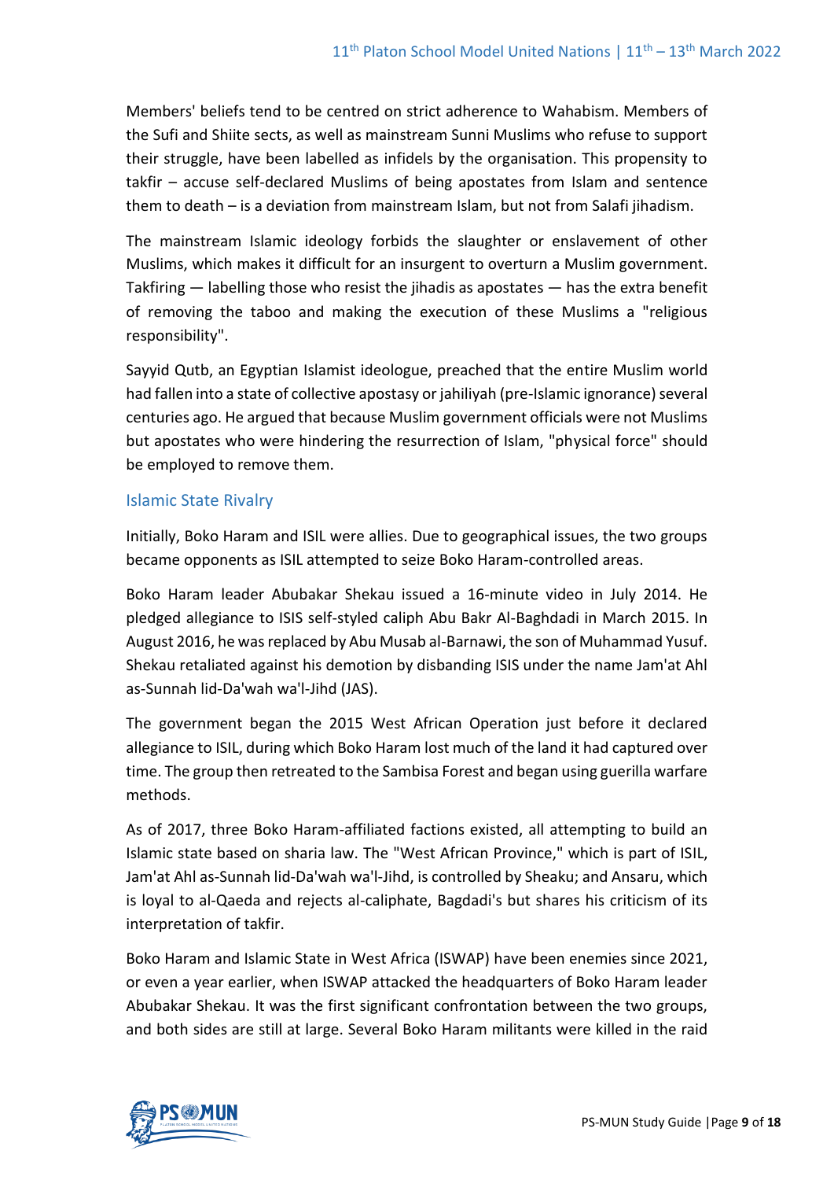Members' beliefs tend to be centred on strict adherence to Wahabism. Members of the Sufi and Shiite sects, as well as mainstream Sunni Muslims who refuse to support their struggle, have been labelled as infidels by the organisation. This propensity to takfir – accuse self-declared Muslims of being apostates from Islam and sentence them to death – is a deviation from mainstream Islam, but not from Salafi jihadism.

The mainstream Islamic ideology forbids the slaughter or enslavement of other Muslims, which makes it difficult for an insurgent to overturn a Muslim government. Takfiring — labelling those who resist the jihadis as apostates — has the extra benefit of removing the taboo and making the execution of these Muslims a "religious responsibility".

Sayyid Qutb, an Egyptian Islamist ideologue, preached that the entire Muslim world had fallen into a state of collective apostasy or jahiliyah (pre-Islamic ignorance) several centuries ago. He argued that because Muslim government officials were not Muslims but apostates who were hindering the resurrection of Islam, "physical force" should be employed to remove them.

### Islamic State Rivalry

Initially, Boko Haram and ISIL were allies. Due to geographical issues, the two groups became opponents as ISIL attempted to seize Boko Haram-controlled areas.

Boko Haram leader Abubakar Shekau issued a 16-minute video in July 2014. He pledged allegiance to ISIS self-styled caliph Abu Bakr Al-Baghdadi in March 2015. In August 2016, he was replaced by Abu Musab al-Barnawi, the son of Muhammad Yusuf. Shekau retaliated against his demotion by disbanding ISIS under the name Jam'at Ahl as-Sunnah lid-Da'wah wa'l-Jihd (JAS).

The government began the 2015 West African Operation just before it declared allegiance to ISIL, during which Boko Haram lost much of the land it had captured over time. The group then retreated to the Sambisa Forest and began using guerilla warfare methods.

As of 2017, three Boko Haram-affiliated factions existed, all attempting to build an Islamic state based on sharia law. The "West African Province," which is part of ISIL, Jam'at Ahl as-Sunnah lid-Da'wah wa'l-Jihd, is controlled by Sheaku; and Ansaru, which is loyal to al-Qaeda and rejects al-caliphate, Bagdadi's but shares his criticism of its interpretation of takfir.

Boko Haram and Islamic State in West Africa (ISWAP) have been enemies since 2021, or even a year earlier, when ISWAP attacked the headquarters of Boko Haram leader Abubakar Shekau. It was the first significant confrontation between the two groups, and both sides are still at large. Several Boko Haram militants were killed in the raid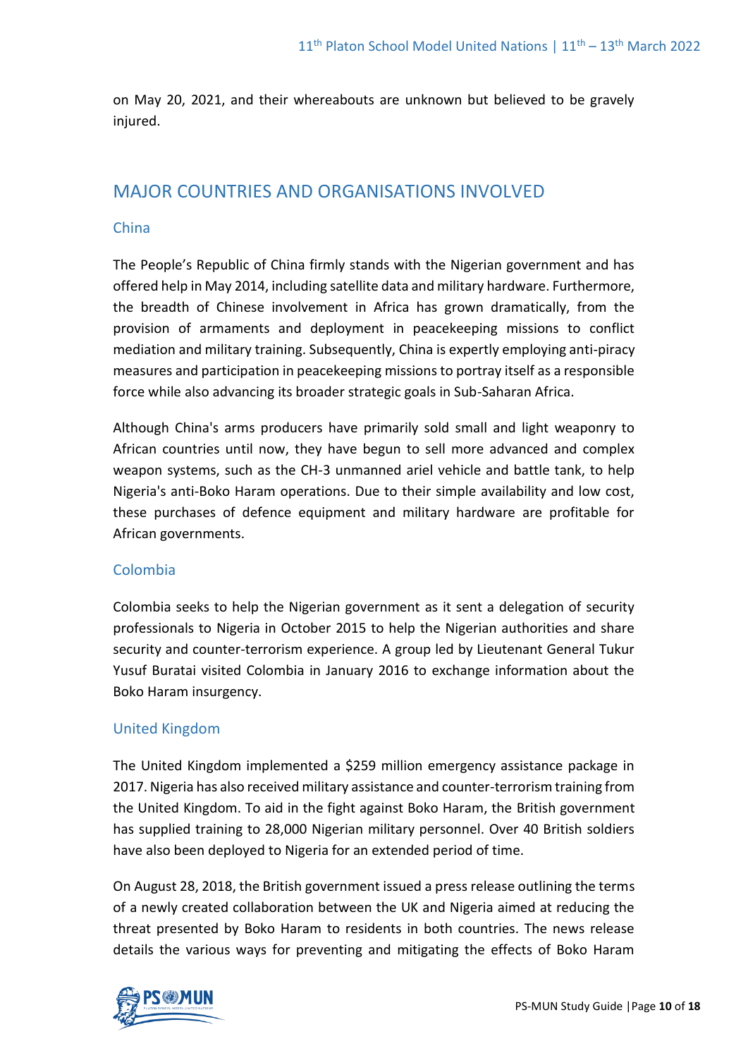on May 20, 2021, and their whereabouts are unknown but believed to be gravely injured.

## MAJOR COUNTRIES AND ORGANISATIONS INVOLVED

### China

The People's Republic of China firmly stands with the Nigerian government and has offered help in May 2014, including satellite data and military hardware. Furthermore, the breadth of Chinese involvement in Africa has grown dramatically, from the provision of armaments and deployment in peacekeeping missions to conflict mediation and military training. Subsequently, China is expertly employing anti-piracy measures and participation in peacekeeping missions to portray itself as a responsible force while also advancing its broader strategic goals in Sub-Saharan Africa.

Although China's arms producers have primarily sold small and light weaponry to African countries until now, they have begun to sell more advanced and complex weapon systems, such as the CH-3 unmanned ariel vehicle and battle tank, to help Nigeria's anti-Boko Haram operations. Due to their simple availability and low cost, these purchases of defence equipment and military hardware are profitable for African governments.

### Colombia

Colombia seeks to help the Nigerian government as it sent a delegation of security professionals to Nigeria in October 2015 to help the Nigerian authorities and share security and counter-terrorism experience. A group led by Lieutenant General Tukur Yusuf Buratai visited Colombia in January 2016 to exchange information about the Boko Haram insurgency.

### United Kingdom

The United Kingdom implemented a $259 million emergency assistance package in 2017. Nigeria has also received military assistance and counter-terrorism training from the United Kingdom. To aid in the fight against Boko Haram, the British government has supplied training to 28,000 Nigerian military personnel. Over 40 British soldiers have also been deployed to Nigeria for an extended period of time.

On August 28, 2018, the British government issued a press release outlining the terms of a newly created collaboration between the UK and Nigeria aimed at reducing the threat presented by Boko Haram to residents in both countries. The news release details the various ways for preventing and mitigating the effects of Boko Haram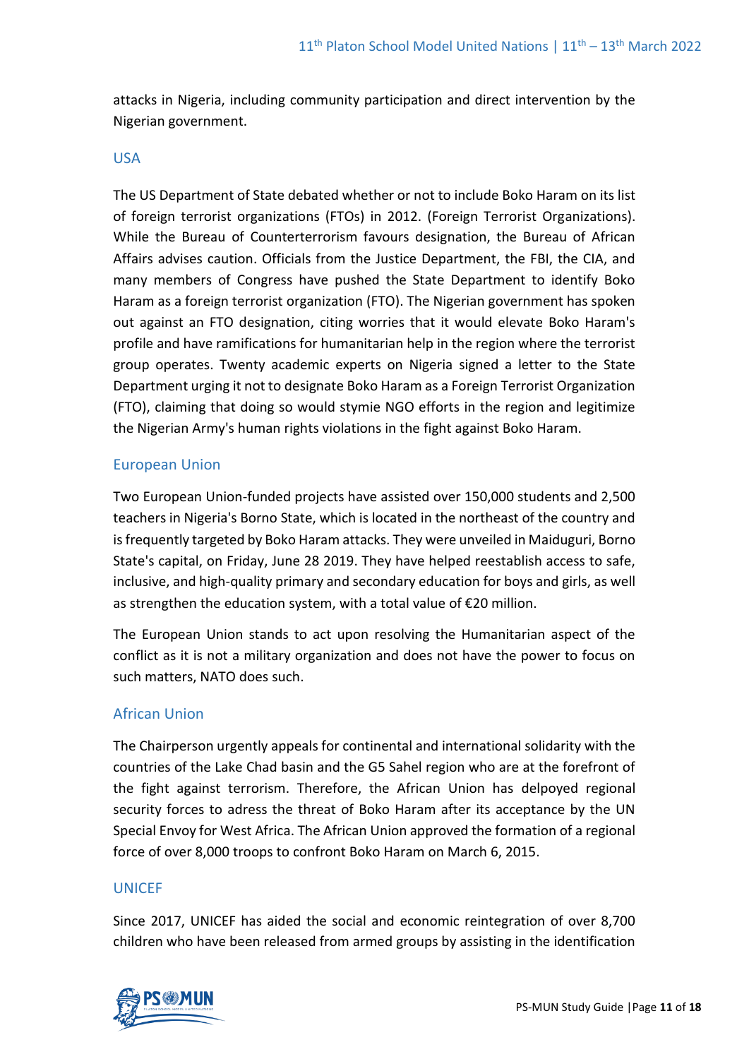attacks in Nigeria, including community participation and direct intervention by the Nigerian government.

## USA

The US Department of State debated whether or not to include Boko Haram on its list of foreign terrorist organizations (FTOs) in 2012. (Foreign Terrorist Organizations). While the Bureau of Counterterrorism favours designation, the Bureau of African Affairs advises caution. Officials from the Justice Department, the FBI, the CIA, and many members of Congress have pushed the State Department to identify Boko Haram as a foreign terrorist organization (FTO). The Nigerian government has spoken out against an FTO designation, citing worries that it would elevate Boko Haram's profile and have ramifications for humanitarian help in the region where the terrorist group operates. Twenty academic experts on Nigeria signed a letter to the State Department urging it not to designate Boko Haram as a Foreign Terrorist Organization (FTO), claiming that doing so would stymie NGO efforts in the region and legitimize the Nigerian Army's human rights violations in the fight against Boko Haram.

## European Union

Two European Union-funded projects have assisted over 150,000 students and 2,500 teachers in Nigeria's Borno State, which is located in the northeast of the country and is frequently targeted by Boko Haram attacks. They were unveiled in Maiduguri, Borno State's capital, on Friday, June 28 2019. They have helped reestablish access to safe, inclusive, and high-quality primary and secondary education for boys and girls, as well as strengthen the education system, with a total value of €20 million.

The European Union stands to act upon resolving the Humanitarian aspect of the conflict as it is not a military organization and does not have the power to focus on such matters, NATO does such.

## African Union

The Chairperson urgently appeals for continental and international solidarity with the countries of the Lake Chad basin and the G5 Sahel region who are at the forefront of the fight against terrorism. Therefore, the African Union has delpoyed regional security forces to adress the threat of Boko Haram after its acceptance by the UN Special Envoy for West Africa. The African Union approved the formation of a regional force of over 8,000 troops to confront Boko Haram on March 6, 2015.

## UNICEF

Since 2017, UNICEF has aided the social and economic reintegration of over 8,700 children who have been released from armed groups by assisting in the identification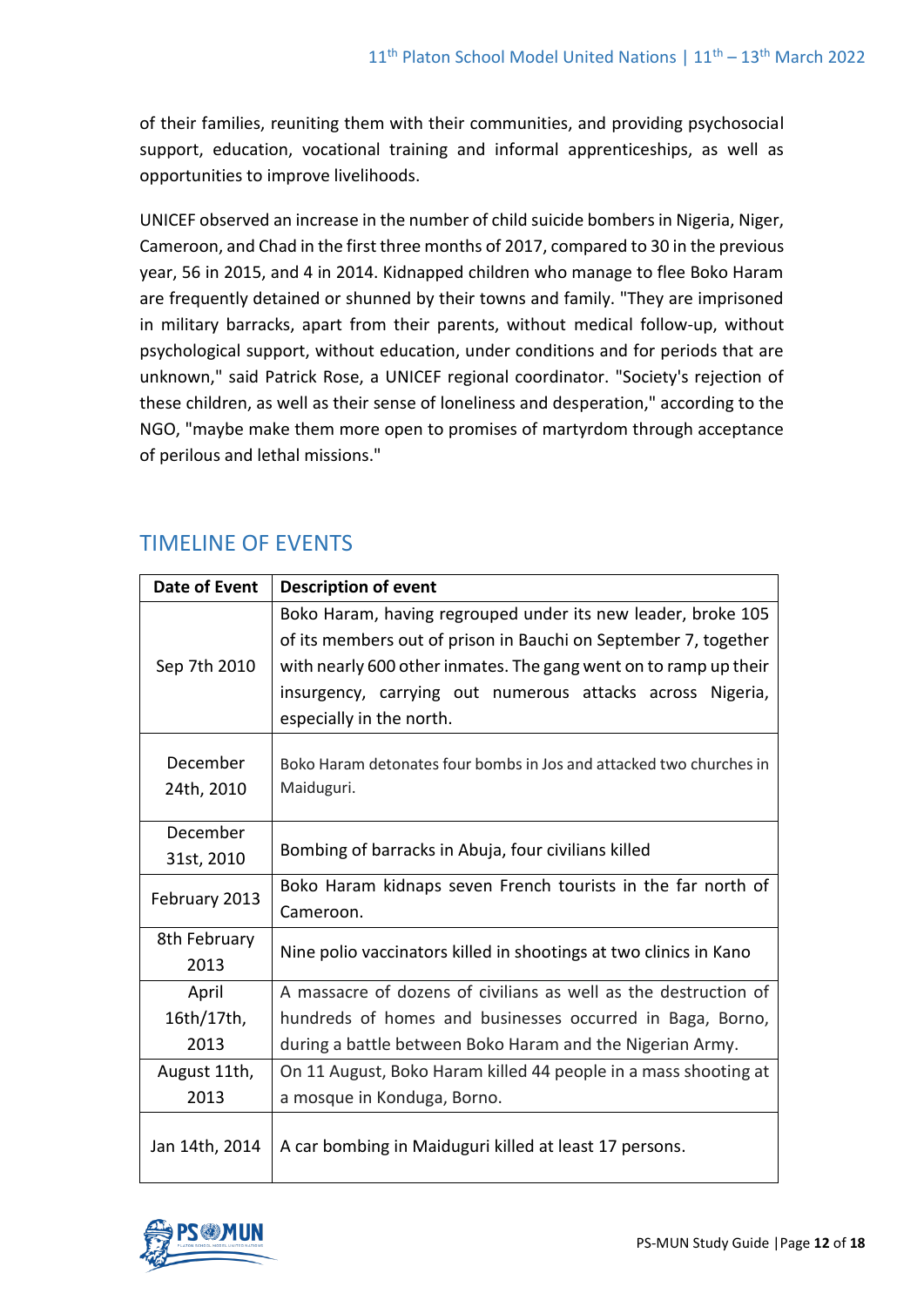of their families, reuniting them with their communities, and providing psychosocial support, education, vocational training and informal apprenticeships, as well as opportunities to improve livelihoods.

UNICEF observed an increase in the number of child suicide bombers in Nigeria, Niger, Cameroon, and Chad in the first three months of 2017, compared to 30 in the previous year, 56 in 2015, and 4 in 2014. Kidnapped children who manage to flee Boko Haram are frequently detained or shunned by their towns and family. "They are imprisoned in military barracks, apart from their parents, without medical follow-up, without psychological support, without education, under conditions and for periods that are unknown," said Patrick Rose, a UNICEF regional coordinator. "Society's rejection of these children, as well as their sense of loneliness and desperation," according to the NGO, "maybe make them more open to promises of martyrdom through acceptance of perilous and lethal missions."

## TIMELINE OF EVENTS

| Date of Event | Description of event |
|---|---|
| Sep 7th 2010 | Boko Haram, having regrouped under its new leader, broke 105 of its members out of prison in Bauchi on September 7, together with nearly 600 other inmates. The gang went on to ramp up their insurgency, carrying out numerous attacks across Nigeria, especially in the north. |
| December 24th, 2010 | Boko Haram detonates four bombs in Jos and attacked two churches in Maiduguri. |
| December 31st, 2010 | Bombing of barracks in Abuja, four civilians killed |
| February 2013 | Boko Haram kidnaps seven French tourists in the far north of Cameroon. |
| 8th February 2013 | Nine polio vaccinators killed in shootings at two clinics in Kano |
| April 16th/17th, 2013 | A massacre of dozens of civilians as well as the destruction of hundreds of homes and businesses occurred in Baga, Borno, during a battle between Boko Haram and the Nigerian Army. |
| August 11th, 2013 | On 11 August, Boko Haram killed 44 people in a mass shooting at a mosque in Konduga, Borno. |
| Jan 14th, 2014 | A car bombing in Maiduguri killed at least 17 persons. |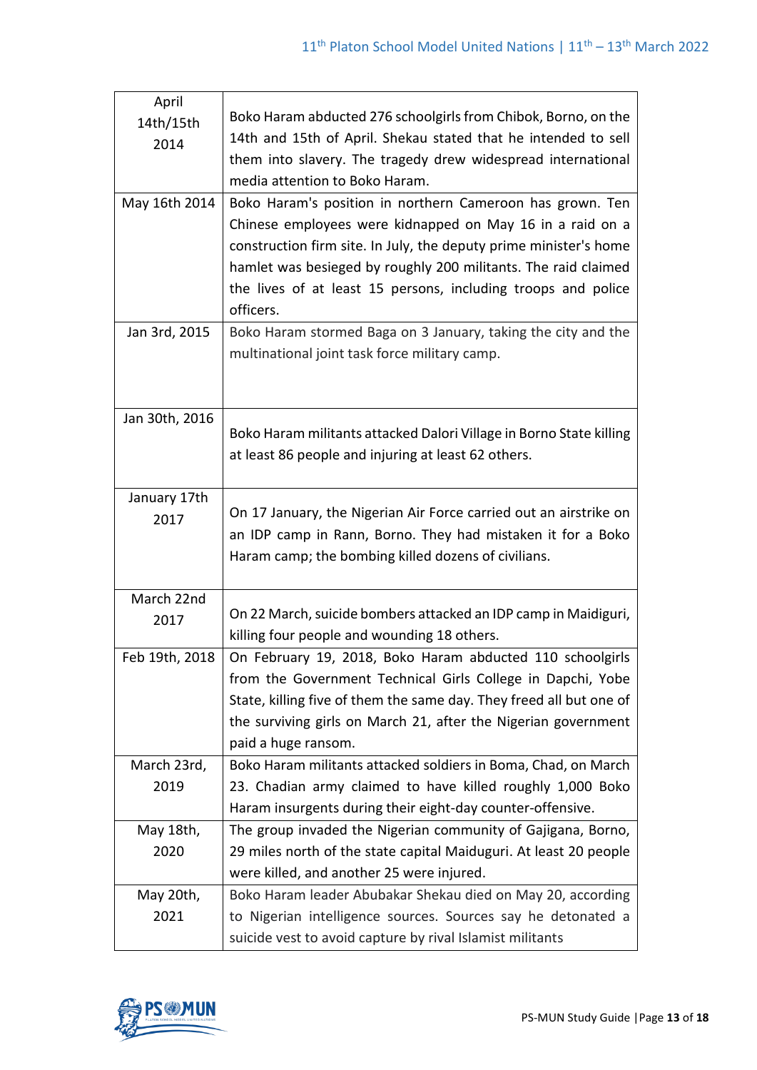| April 14th/15th 2014 | Boko Haram abducted 276 schoolgirls from Chibok, Borno, on the 14th and 15th of April. Shekau stated that he intended to sell them into slavery. The tragedy drew widespread international media attention to Boko Haram. |
|---|---|
| May 16th 2014 | Boko Haram's position in northern Cameroon has grown. Ten Chinese employees were kidnapped on May 16 in a raid on a construction firm site. In July, the deputy prime minister's home hamlet was besieged by roughly 200 militants. The raid claimed the lives of at least 15 persons, including troops and police officers. |
| Jan 3rd, 2015 | Boko Haram stormed Baga on 3 January, taking the city and the multinational joint task force military camp. |
| Jan 30th, 2016 | Boko Haram militants attacked Dalori Village in Borno State killing at least 86 people and injuring at least 62 others. |
| January 17th 2017 | On 17 January, the Nigerian Air Force carried out an airstrike on an IDP camp in Rann, Borno. They had mistaken it for a Boko Haram camp; the bombing killed dozens of civilians. |
| March 22nd 2017 | On 22 March, suicide bombers attacked an IDP camp in Maidiguri, killing four people and wounding 18 others. |
| Feb 19th, 2018 | On February 19, 2018, Boko Haram abducted 110 schoolgirls from the Government Technical Girls College in Dapchi, Yobe State, killing five of them the same day. They freed all but one of the surviving girls on March 21, after the Nigerian government paid a huge ransom. |
| March 23rd, 2019 | Boko Haram militants attacked soldiers in Boma, Chad, on March 23. Chadian army claimed to have killed roughly 1,000 Boko Haram insurgents during their eight-day counter-offensive. |
| May 18th, 2020 | The group invaded the Nigerian community of Gajigana, Borno, 29 miles north of the state capital Maiduguri. At least 20 people were killed, and another 25 were injured. |
| May 20th, 2021 | Boko Haram leader Abubakar Shekau died on May 20, according to Nigerian intelligence sources. Sources say he detonated a suicide vest to avoid capture by rival Islamist militants |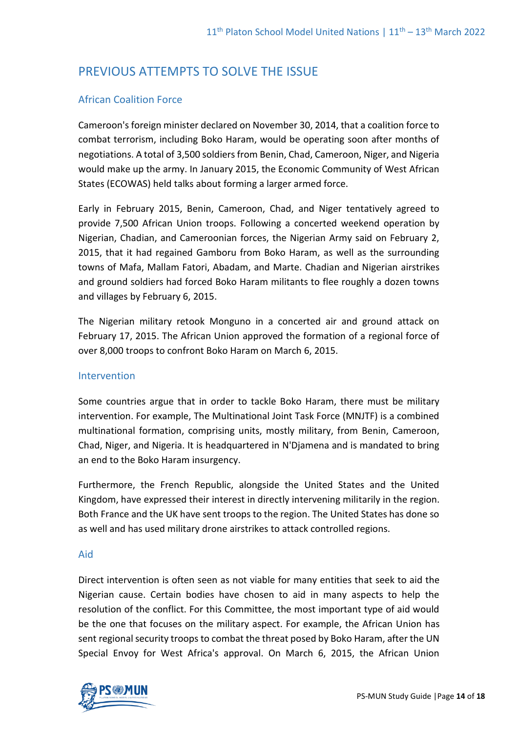## PREVIOUS ATTEMPTS TO SOLVE THE ISSUE

### African Coalition Force

Cameroon's foreign minister declared on November 30, 2014, that a coalition force to combat terrorism, including Boko Haram, would be operating soon after months of negotiations. A total of 3,500 soldiers from Benin, Chad, Cameroon, Niger, and Nigeria would make up the army. In January 2015, the Economic Community of West African States (ECOWAS) held talks about forming a larger armed force.

Early in February 2015, Benin, Cameroon, Chad, and Niger tentatively agreed to provide 7,500 African Union troops. Following a concerted weekend operation by Nigerian, Chadian, and Cameroonian forces, the Nigerian Army said on February 2, 2015, that it had regained Gamboru from Boko Haram, as well as the surrounding towns of Mafa, Mallam Fatori, Abadam, and Marte. Chadian and Nigerian airstrikes and ground soldiers had forced Boko Haram militants to flee roughly a dozen towns and villages by February 6, 2015.

The Nigerian military retook Monguno in a concerted air and ground attack on February 17, 2015. The African Union approved the formation of a regional force of over 8,000 troops to confront Boko Haram on March 6, 2015.

### Intervention

Some countries argue that in order to tackle Boko Haram, there must be military intervention. For example, The Multinational Joint Task Force (MNJTF) is a combined multinational formation, comprising units, mostly military, from Benin, Cameroon, Chad, Niger, and Nigeria. It is headquartered in N'Djamena and is mandated to bring an end to the Boko Haram insurgency.

Furthermore, the French Republic, alongside the United States and the United Kingdom, have expressed their interest in directly intervening militarily in the region. Both France and the UK have sent troops to the region. The United States has done so as well and has used military drone airstrikes to attack controlled regions.

### Aid

Direct intervention is often seen as not viable for many entities that seek to aid the Nigerian cause. Certain bodies have chosen to aid in many aspects to help the resolution of the conflict. For this Committee, the most important type of aid would be the one that focuses on the military aspect. For example, the African Union has sent regional security troops to combat the threat posed by Boko Haram, after the UN Special Envoy for West Africa's approval. On March 6, 2015, the African Union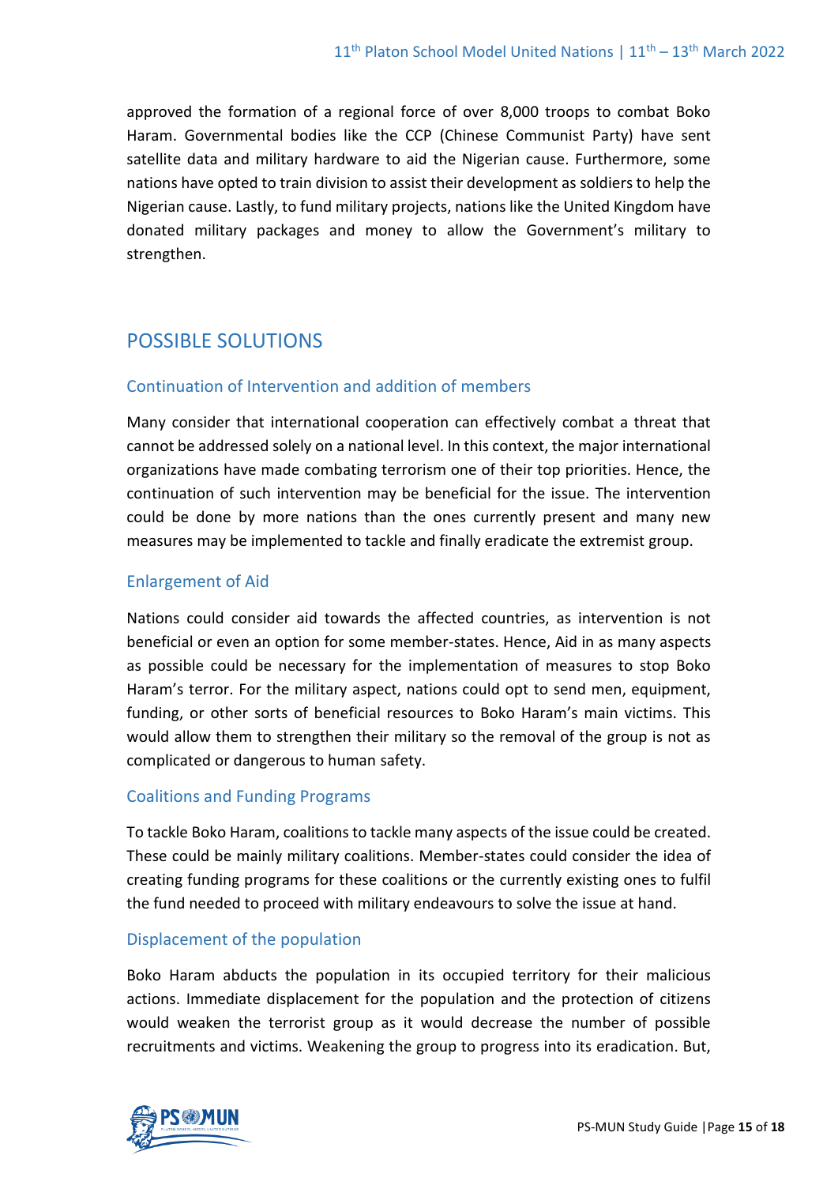approved the formation of a regional force of over 8,000 troops to combat Boko Haram. Governmental bodies like the CCP (Chinese Communist Party) have sent satellite data and military hardware to aid the Nigerian cause. Furthermore, some nations have opted to train division to assist their development as soldiers to help the Nigerian cause. Lastly, to fund military projects, nations like the United Kingdom have donated military packages and money to allow the Government's military to strengthen.

## POSSIBLE SOLUTIONS

### Continuation of Intervention and addition of members

Many consider that international cooperation can effectively combat a threat that cannot be addressed solely on a national level. In this context, the major international organizations have made combating terrorism one of their top priorities. Hence, the continuation of such intervention may be beneficial for the issue. The intervention could be done by more nations than the ones currently present and many new measures may be implemented to tackle and finally eradicate the extremist group.

### Enlargement of Aid

Nations could consider aid towards the affected countries, as intervention is not beneficial or even an option for some member-states. Hence, Aid in as many aspects as possible could be necessary for the implementation of measures to stop Boko Haram's terror. For the military aspect, nations could opt to send men, equipment, funding, or other sorts of beneficial resources to Boko Haram's main victims. This would allow them to strengthen their military so the removal of the group is not as complicated or dangerous to human safety.

### Coalitions and Funding Programs

To tackle Boko Haram, coalitions to tackle many aspects of the issue could be created. These could be mainly military coalitions. Member-states could consider the idea of creating funding programs for these coalitions or the currently existing ones to fulfil the fund needed to proceed with military endeavours to solve the issue at hand.

### Displacement of the population

Boko Haram abducts the population in its occupied territory for their malicious actions. Immediate displacement for the population and the protection of citizens would weaken the terrorist group as it would decrease the number of possible recruitments and victims. Weakening the group to progress into its eradication. But,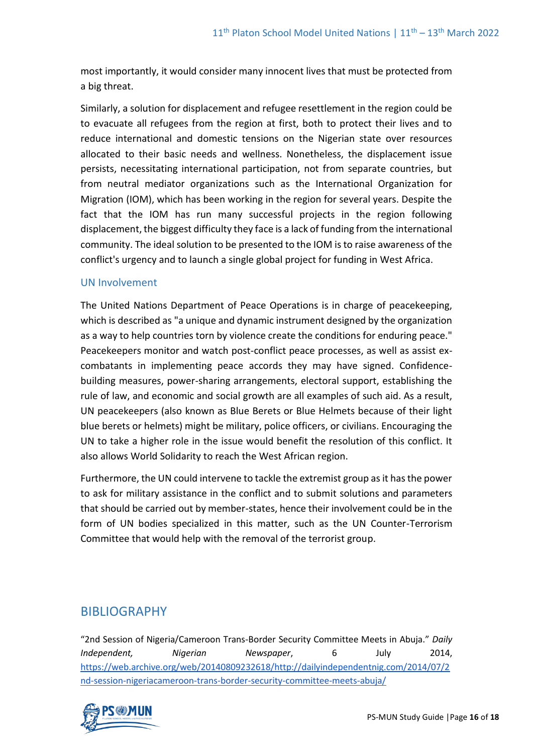most importantly, it would consider many innocent lives that must be protected from a big threat.

Similarly, a solution for displacement and refugee resettlement in the region could be to evacuate all refugees from the region at first, both to protect their lives and to reduce international and domestic tensions on the Nigerian state over resources allocated to their basic needs and wellness. Nonetheless, the displacement issue persists, necessitating international participation, not from separate countries, but from neutral mediator organizations such as the International Organization for Migration (IOM), which has been working in the region for several years. Despite the fact that the IOM has run many successful projects in the region following displacement, the biggest difficulty they face is a lack of funding from the international community. The ideal solution to be presented to the IOM is to raise awareness of the conflict's urgency and to launch a single global project for funding in West Africa.

### UN Involvement

The United Nations Department of Peace Operations is in charge of peacekeeping, which is described as "a unique and dynamic instrument designed by the organization as a way to help countries torn by violence create the conditions for enduring peace." Peacekeepers monitor and watch post-conflict peace processes, as well as assist ex-combatants in implementing peace accords they may have signed. Confidence-building measures, power-sharing arrangements, electoral support, establishing the rule of law, and economic and social growth are all examples of such aid. As a result, UN peacekeepers (also known as Blue Berets or Blue Helmets because of their light blue berets or helmets) might be military, police officers, or civilians. Encouraging the UN to take a higher role in the issue would benefit the resolution of this conflict. It also allows World Solidarity to reach the West African region.

Furthermore, the UN could intervene to tackle the extremist group as it has the power to ask for military assistance in the conflict and to submit solutions and parameters that should be carried out by member-states, hence their involvement could be in the form of UN bodies specialized in this matter, such as the UN Counter-Terrorism Committee that would help with the removal of the terrorist group.

## BIBLIOGRAPHY

"2nd Session of Nigeria/Cameroon Trans-Border Security Committee Meets in Abuja." *Daily Independent, Nigerian Newspaper*, 6 July 2014, https://web.archive.org/web/20140809232618/http://dailyindependentnig.com/2014/07/2nd-session-nigeriacameroon-trans-border-security-committee-meets-abuja/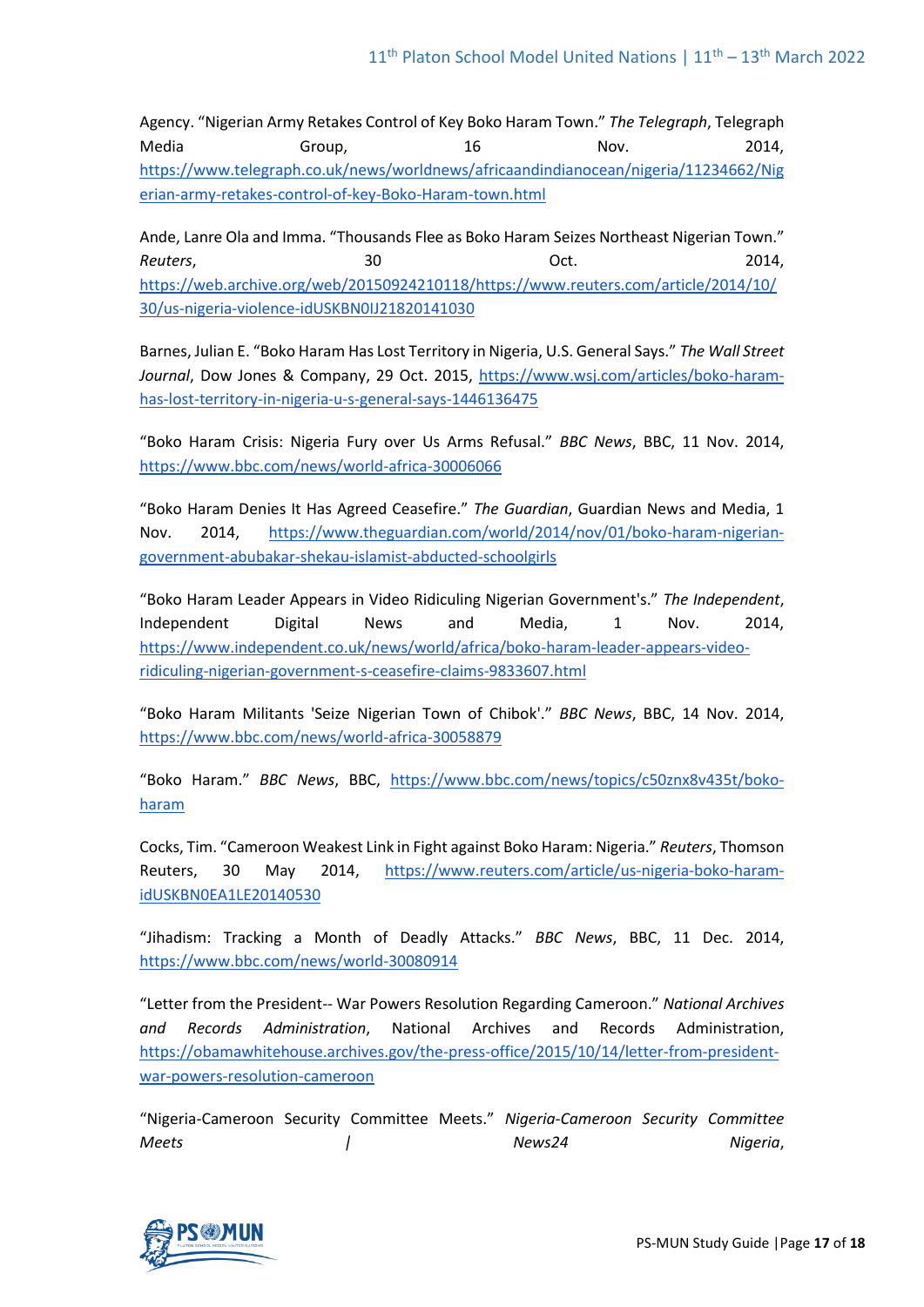Agency. “Nigerian Army Retakes Control of Key Boko Haram Town.” *The Telegraph*, Telegraph Media Group, 16 Nov. 2014, https://www.telegraph.co.uk/news/worldnews/africaandindianocean/nigeria/11234662/Nigerian-army-retakes-control-of-key-Boko-Haram-town.html

Ande, Lanre Ola and Imma. “Thousands Flee as Boko Haram Seizes Northeast Nigerian Town.” *Reuters*, 30 Oct. 2014, https://web.archive.org/web/20150924210118/https://www.reuters.com/article/2014/10/30/us-nigeria-violence-idUSKBN0IJ21820141030

Barnes, Julian E. “Boko Haram Has Lost Territory in Nigeria, U.S. General Says.” *The Wall Street Journal*, Dow Jones & Company, 29 Oct. 2015, https://www.wsj.com/articles/boko-haram-has-lost-territory-in-nigeria-u-s-general-says-1446136475

“Boko Haram Crisis: Nigeria Fury over Us Arms Refusal.” *BBC News*, BBC, 11 Nov. 2014, https://www.bbc.com/news/world-africa-30006066

“Boko Haram Denies It Has Agreed Ceasefire.” *The Guardian*, Guardian News and Media, 1 Nov. 2014, https://www.theguardian.com/world/2014/nov/01/boko-haram-nigerian-government-abubakar-shekau-islamist-abducted-schoolgirls

“Boko Haram Leader Appears in Video Ridiculing Nigerian Government's.” *The Independent*, Independent Digital News and Media, 1 Nov. 2014, https://www.independent.co.uk/news/world/africa/boko-haram-leader-appears-video-ridiculing-nigerian-government-s-ceasefire-claims-9833607.html

“Boko Haram Militants 'Seize Nigerian Town of Chibok'.” *BBC News*, BBC, 14 Nov. 2014, https://www.bbc.com/news/world-africa-30058879

“Boko Haram.” *BBC News*, BBC, https://www.bbc.com/news/topics/c50znx8v435t/boko-haram

Cocks, Tim. “Cameroon Weakest Link in Fight against Boko Haram: Nigeria.” *Reuters*, Thomson Reuters, 30 May 2014, https://www.reuters.com/article/us-nigeria-boko-haram-idUSKBN0EA1LE20140530

“Jihadism: Tracking a Month of Deadly Attacks.” *BBC News*, BBC, 11 Dec. 2014, https://www.bbc.com/news/world-30080914

“Letter from the President-- War Powers Resolution Regarding Cameroon.” *National Archives and Records Administration*, National Archives and Records Administration, https://obamawhitehouse.archives.gov/the-press-office/2015/10/14/letter-from-president-war-powers-resolution-cameroon

“Nigeria-Cameroon Security Committee Meets.” *Nigeria-Cameroon Security Committee Meets | News24 Nigeria*,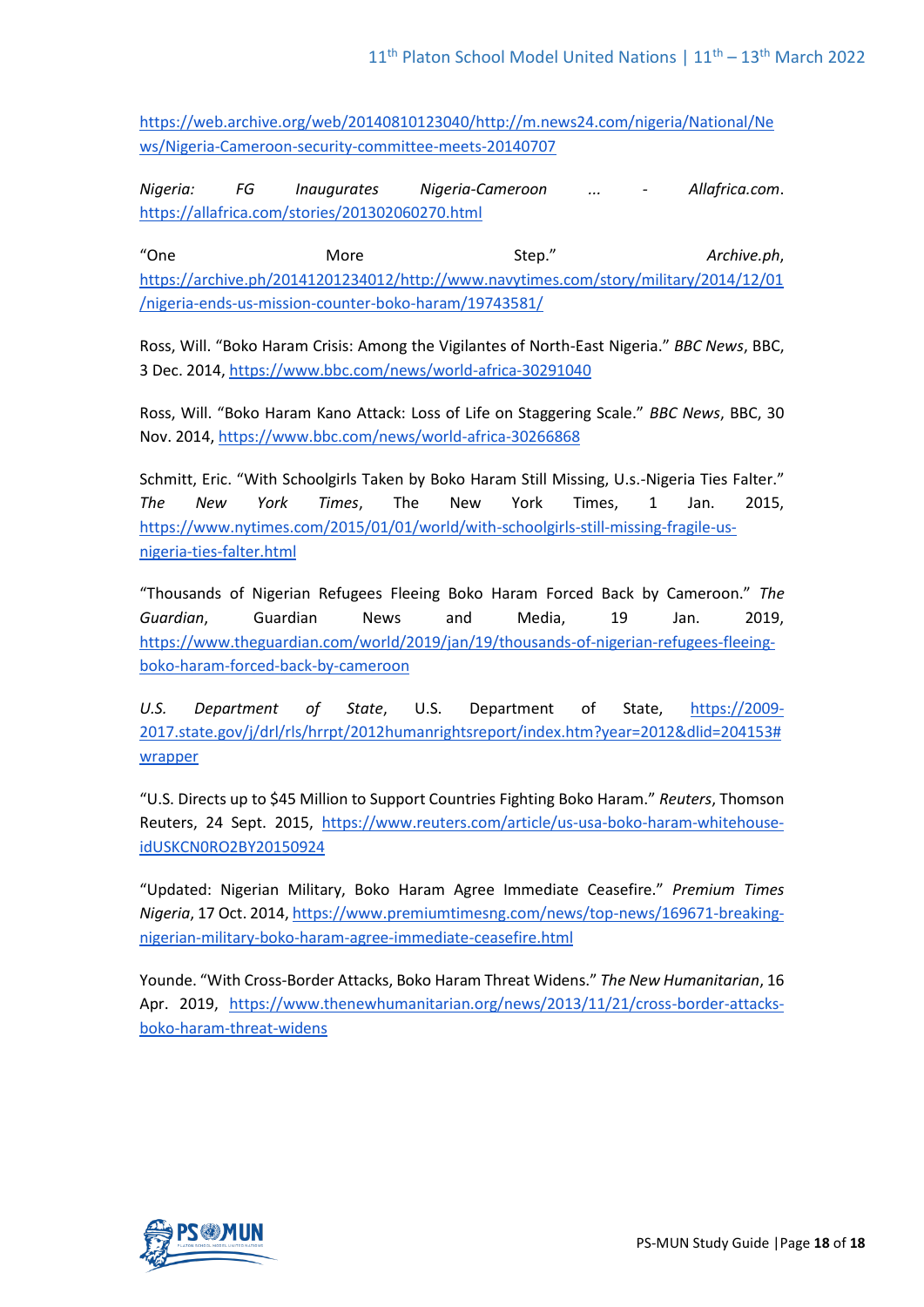https://web.archive.org/web/20140810123040/http://m.news24.com/nigeria/National/News/Nigeria-Cameroon-security-committee-meets-20140707

*Nigeria: FG Inaugurates Nigeria-Cameroon ... - Allafrica.com*. https://allafrica.com/stories/201302060270.html

"One More Step." *Archive.ph*, https://archive.ph/20141201234012/http://www.navytimes.com/story/military/2014/12/01/nigeria-ends-us-mission-counter-boko-haram/19743581/

Ross, Will. "Boko Haram Crisis: Among the Vigilantes of North-East Nigeria." *BBC News*, BBC, 3 Dec. 2014, https://www.bbc.com/news/world-africa-30291040

Ross, Will. "Boko Haram Kano Attack: Loss of Life on Staggering Scale." *BBC News*, BBC, 30 Nov. 2014, https://www.bbc.com/news/world-africa-30266868

Schmitt, Eric. "With Schoolgirls Taken by Boko Haram Still Missing, U.s.-Nigeria Ties Falter." *The New York Times*, The New York Times, 1 Jan. 2015, https://www.nytimes.com/2015/01/01/world/with-schoolgirls-still-missing-fragile-us-nigeria-ties-falter.html

"Thousands of Nigerian Refugees Fleeing Boko Haram Forced Back by Cameroon." *The Guardian*, Guardian News and Media, 19 Jan. 2019, https://www.theguardian.com/world/2019/jan/19/thousands-of-nigerian-refugees-fleeing-boko-haram-forced-back-by-cameroon

*U.S. Department of State*, U.S. Department of State, https://2009-2017.state.gov/j/drl/rls/hrrpt/2012humanrightsreport/index.htm?year=2012&dlid=204153#wrapper

"U.S. Directs up to $45 Million to Support Countries Fighting Boko Haram." *Reuters*, Thomson Reuters, 24 Sept. 2015, https://www.reuters.com/article/us-usa-boko-haram-whitehouse-idUSKCN0RO2BY20150924

"Updated: Nigerian Military, Boko Haram Agree Immediate Ceasefire." *Premium Times Nigeria*, 17 Oct. 2014, https://www.premiumtimesng.com/news/top-news/169671-breaking-nigerian-military-boko-haram-agree-immediate-ceasefire.html

Younde. "With Cross-Border Attacks, Boko Haram Threat Widens." *The New Humanitarian*, 16 Apr. 2019, https://www.thenewhumanitarian.org/news/2013/11/21/cross-border-attacks-boko-haram-threat-widens